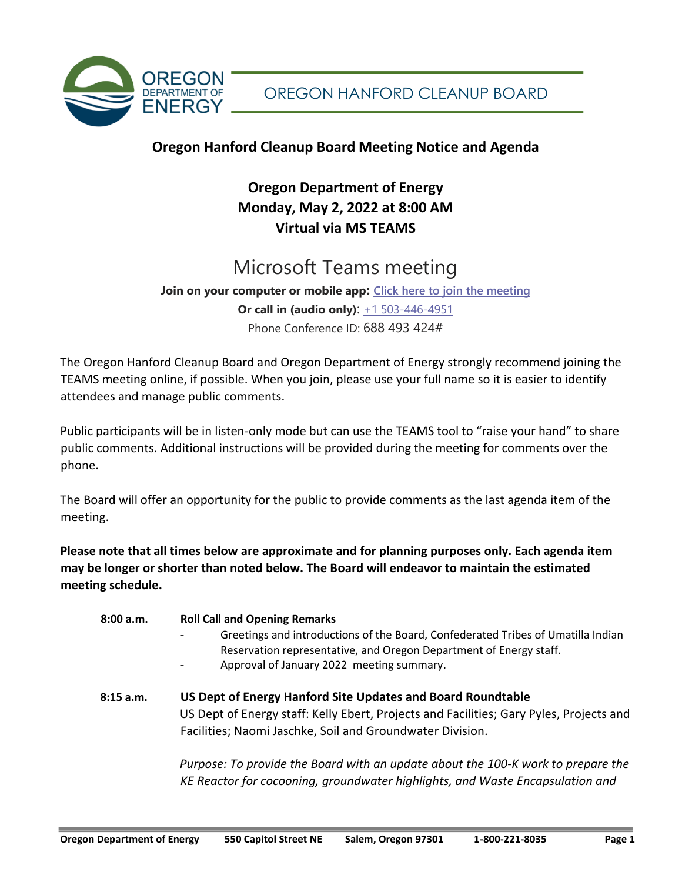OREGON DEPARTMENT OF ENERGY

OREGON HANFORD CLEANUP BOARD

## Oregon Hanford Cleanup Board Meeting Notice and Agenda

**Oregon Department of Energy**
**Monday, May 2, 2022 at 8:00 AM**
**Virtual via MS TEAMS**

# Microsoft Teams meeting

**Join on your computer or mobile app:** Click here to join the meeting
**Or call in (audio only)**: +1 503-446-4951
Phone Conference ID: 688 493 424#

The Oregon Hanford Cleanup Board and Oregon Department of Energy strongly recommend joining the TEAMS meeting online, if possible. When you join, please use your full name so it is easier to identify attendees and manage public comments.

Public participants will be in listen-only mode but can use the TEAMS tool to "raise your hand" to share public comments. Additional instructions will be provided during the meeting for comments over the phone.

The Board will offer an opportunity for the public to provide comments as the last agenda item of the meeting.

**Please note that all times below are approximate and for planning purposes only. Each agenda item may be longer or shorter than noted below. The Board will endeavor to maintain the estimated meeting schedule.**

**8:00 a.m.** **Roll Call and Opening Remarks**

- Greetings and introductions of the Board, Confederated Tribes of Umatilla Indian Reservation representative, and Oregon Department of Energy staff.
- Approval of January 2022 meeting summary.

**8:15 a.m.** **US Dept of Energy Hanford Site Updates and Board Roundtable**

US Dept of Energy staff: Kelly Ebert, Projects and Facilities; Gary Pyles, Projects and Facilities; Naomi Jaschke, Soil and Groundwater Division.

*Purpose: To provide the Board with an update about the 100-K work to prepare the KE Reactor for cocooning, groundwater highlights, and Waste Encapsulation and*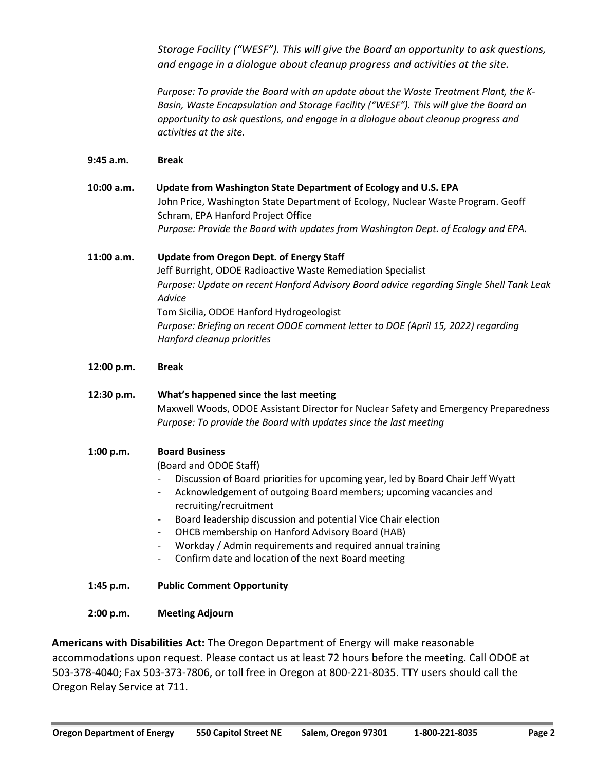*Storage Facility ("WESF"). This will give the Board an opportunity to ask questions, and engage in a dialogue about cleanup progress and activities at the site.*

*Purpose: To provide the Board with an update about the Waste Treatment Plant, the K-Basin, Waste Encapsulation and Storage Facility ("WESF"). This will give the Board an opportunity to ask questions, and engage in a dialogue about cleanup progress and activities at the site.*

**9:45 a.m.** **Break**

**10:00 a.m.** **Update from Washington State Department of Ecology and U.S. EPA**
John Price, Washington State Department of Ecology, Nuclear Waste Program. Geoff Schram, EPA Hanford Project Office
*Purpose: Provide the Board with updates from Washington Dept. of Ecology and EPA.*

**11:00 a.m.** **Update from Oregon Dept. of Energy Staff**
Jeff Burright, ODOE Radioactive Waste Remediation Specialist
*Purpose: Update on recent Hanford Advisory Board advice regarding Single Shell Tank Leak Advice*
Tom Sicilia, ODOE Hanford Hydrogeologist
*Purpose: Briefing on recent ODOE comment letter to DOE (April 15, 2022) regarding Hanford cleanup priorities*

**12:00 p.m.** **Break**

**12:30 p.m.** **What's happened since the last meeting**
Maxwell Woods, ODOE Assistant Director for Nuclear Safety and Emergency Preparedness
*Purpose: To provide the Board with updates since the last meeting*

**1:00 p.m.** **Board Business**
(Board and ODOE Staff)

- Discussion of Board priorities for upcoming year, led by Board Chair Jeff Wyatt
- Acknowledgement of outgoing Board members; upcoming vacancies and recruiting/recruitment
- Board leadership discussion and potential Vice Chair election
- OHCB membership on Hanford Advisory Board (HAB)
- Workday / Admin requirements and required annual training
- Confirm date and location of the next Board meeting

**1:45 p.m.** **Public Comment Opportunity**

**2:00 p.m.** **Meeting Adjourn**

**Americans with Disabilities Act:** The Oregon Department of Energy will make reasonable accommodations upon request. Please contact us at least 72 hours before the meeting. Call ODOE at 503-378-4040; Fax 503-373-7806, or toll free in Oregon at 800-221-8035. TTY users should call the Oregon Relay Service at 711.